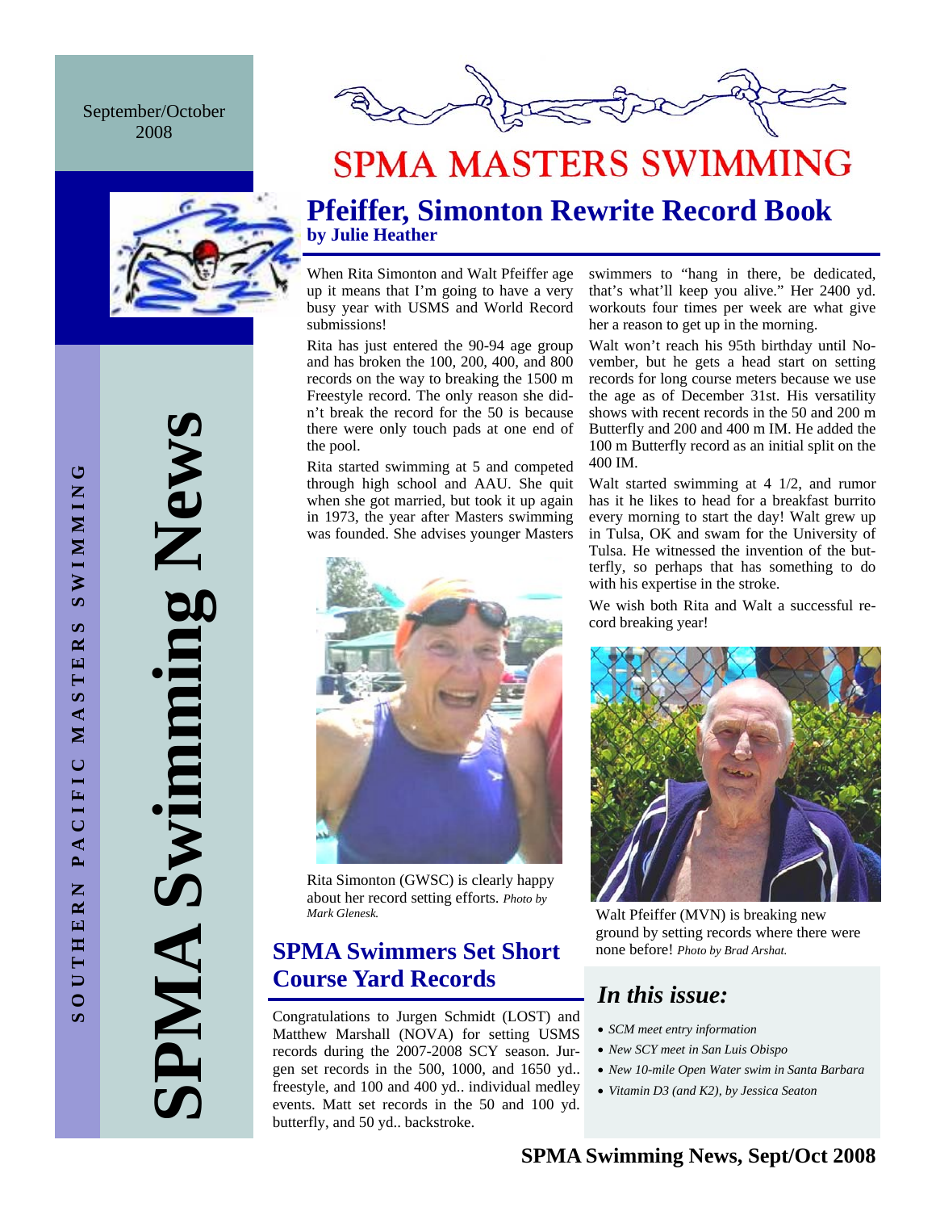September/October 2008

# SPMA MASTERS SWIMMING

SPMA Swimming News

SOUTHERN PACIFIC MASTERS SWIMMING

## Pfeiffer, Simonton Rewrite Record Book

**by Julie Heather**

When Rita Simonton and Walt Pfeiffer age up it means that I'm going to have a very busy year with USMS and World Record submissions!

Rita has just entered the 90-94 age group and has broken the 100, 200, 400, and 800 records on the way to breaking the 1500 m Freestyle record. The only reason she didn't break the record for the 50 is because there were only touch pads at one end of the pool.

Rita started swimming at 5 and competed through high school and AAU. She quit when she got married, but took it up again in 1973, the year after Masters swimming was founded. She advises younger Masters swimmers to "hang in there, be dedicated, that's what'll keep you alive." Her 2400 yd. workouts four times per week are what give her a reason to get up in the morning.

Rita Simonton (GWSC) is clearly happy about her record setting efforts. *Photo by Mark Glenesk.*

Walt won't reach his 95th birthday until November, but he gets a head start on setting records for long course meters because we use the age as of December 31st. His versatility shows with recent records in the 50 and 200 m Butterfly and 200 and 400 m IM. He added the 100 m Butterfly record as an initial split on the 400 IM.

Walt started swimming at 4 1/2, and rumor has it he likes to head for a breakfast burrito every morning to start the day! Walt grew up in Tulsa, OK and swam for the University of Tulsa. He witnessed the invention of the butterfly, so perhaps that has something to do with his expertise in the stroke.

We wish both Rita and Walt a successful record breaking year!

Walt Pfeiffer (MVN) is breaking new ground by setting records where there were none before! *Photo by Brad Arshat.*

## SPMA Swimmers Set Short Course Yard Records

Congratulations to Jurgen Schmidt (LOST) and Matthew Marshall (NOVA) for setting USMS records during the 2007-2008 SCY season. Jurgen set records in the 500, 1000, and 1650 yd.. freestyle, and 100 and 400 yd.. individual medley events. Matt set records in the 50 and 100 yd. butterfly, and 50 yd.. backstroke.

## *In this issue:*

- *SCM meet entry information*
- *New SCY meet in San Luis Obispo*
- *New 10-mile Open Water swim in Santa Barbara*
- *Vitamin D3 (and K2), by Jessica Seaton*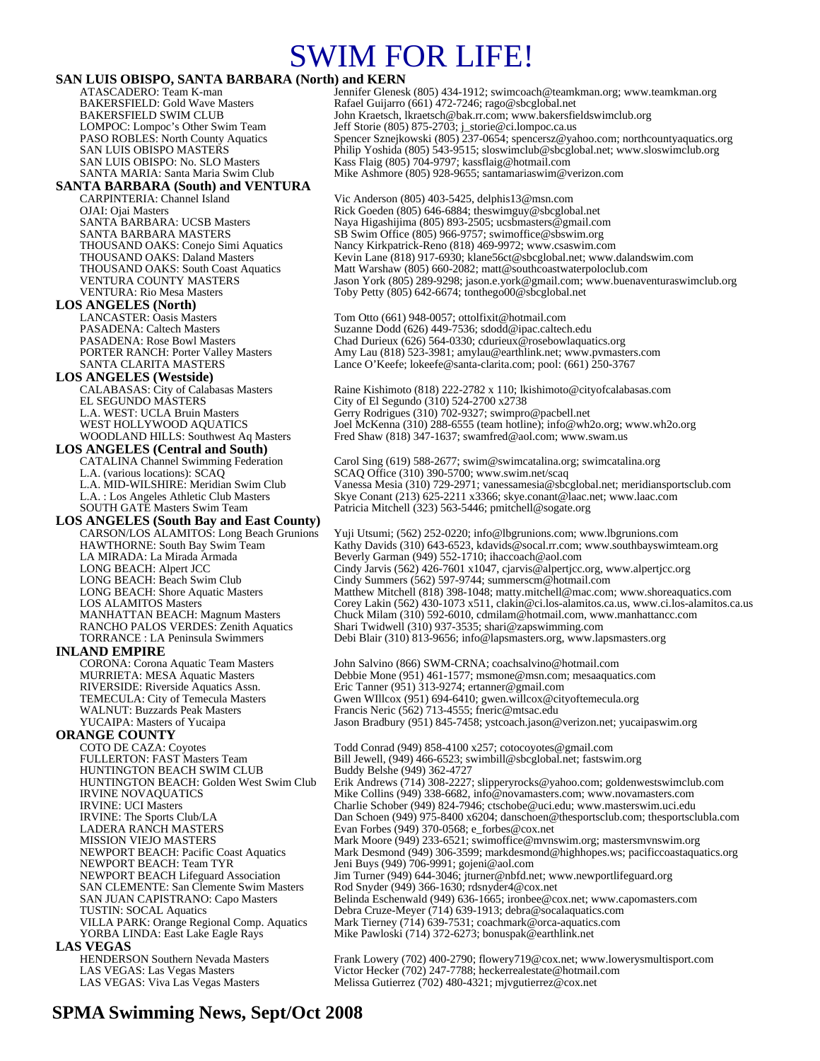# SWIM FOR LIFE!

## SAN LUIS OBISPO, SANTA BARBARA (North) and KERN

| | |
|---|---|
| ATASCADERO: Team K-man | Jennifer Glenesk (805) 434-1912; swimcoach@teamkman.org; www.teamkman.org |
| BAKERSFIELD: Gold Wave Masters | Rafael Guijarro (661) 472-7246; rago@sbcglobal.net |
| BAKERSFIELD SWIM CLUB | John Kraetsch, lkraetsch@bak.rr.com; www.bakersfieldswimclub.org |
| LOMPOC: Lompoc's Other Swim Team | Jeff Storie (805) 875-2703; j_storie@ci.lompoc.ca.us |
| PASO ROBLES: North County Aquatics | Spencer Sznejkowski (805) 237-0654; spencersz@yahoo.com; northcountyaquatics.org |
| SAN LUIS OBISPO MASTERS | Philip Yoshida (805) 543-9515; sloswimclub@sbcglobal.net; www.sloswimclub.org |
| SAN LUIS OBISPO: No. SLO Masters | Kass Flaig (805) 704-9797; kassflaig@hotmail.com |
| SANTA MARIA: Santa Maria Swim Club | Mike Ashmore (805) 928-9655; santamariaswim@verizon.com |

## SANTA BARBARA (South) and VENTURA

| | |
|---|---|
| CARPINTERIA: Channel Island | Vic Anderson (805) 403-5425, delphis13@msn.com |
| OJAI: Ojai Masters | Rick Goeden (805) 646-6884; theswimguy@sbcglobal.net |
| SANTA BARBARA: UCSB Masters | Naya Higashijima (805) 893-2505; ucsbmasters@gmail.com |
| SANTA BARBARA MASTERS | SB Swim Office (805) 966-9757; swimoffice@sbswim.org |
| THOUSAND OAKS: Conejo Simi Aquatics | Nancy Kirkpatrick-Reno (818) 469-9972; www.csaswim.com |
| THOUSAND OAKS: Daland Masters | Kevin Lane (818) 917-6930; klane56ct@sbcglobal.net; www.dalandswim.com |
| THOUSAND OAKS: South Coast Aquatics | Matt Warshaw (805) 660-2082; matt@southcoastwaterpoloclub.com |
| VENTURA COUNTY MASTERS | Jason York (805) 289-9298; jason.e.york@gmail.com; www.buenaventuraswimclub.org |
| VENTURA: Rio Mesa Masters | Toby Petty (805) 642-6674; tonthego00@sbcglobal.net |

## LOS ANGELES (North)

| | |
|---|---|
| LANCASTER: Oasis Masters | Tom Otto (661) 948-0057; ottolfixit@hotmail.com |
| PASADENA: Caltech Masters | Suzanne Dodd (626) 449-7536; sdodd@ipac.caltech.edu |
| PASADENA: Rose Bowl Masters | Chad Durieux (626) 564-0330; cdurieux@rosebowlaquatics.org |
| PORTER RANCH: Porter Valley Masters | Amy Lau (818) 523-3981; amylau@earthlink.net; www.pvmasters.com |
| SANTA CLARITA MASTERS | Lance O'Keefe; lokeefe@santa-clarita.com; pool: (661) 250-3767 |

## LOS ANGELES (Westside)

| | |
|---|---|
| CALABASAS: City of Calabasas Masters | Raine Kishimoto (818) 222-2782 x 110; lkishimoto@cityofcalabasas.com |
| EL SEGUNDO MASTERS | City of El Segundo (310) 524-2700 x2738 |
| L.A. WEST: UCLA Bruin Masters | Gerry Rodrigues (310) 702-9327; swimpro@pacbell.net |
| WEST HOLLYWOOD AQUATICS | Joel McKenna (310) 288-6555 (team hotline); info@wh2o.org; www.wh2o.org |
| WOODLAND HILLS: Southwest Aq Masters | Fred Shaw (818) 347-1637; swamfred@aol.com; www.swam.us |

## LOS ANGELES (Central and South)

| | |
|---|---|
| CATALINA Channel Swimming Federation | Carol Sing (619) 588-2677; swim@swimcatalina.org; swimcatalina.org |
| L.A. (various locations): SCAQ | SCAQ Office (310) 390-5700; www.swim.net/scaq |
| L.A. MID-WILSHIRE: Meridian Swim Club | Vanessa Mesia (310) 729-2971; vanessamesia@sbcglobal.net; meridiansportsclub.com |
| L.A. : Los Angeles Athletic Club Masters | Skye Conant (213) 625-2211 x3366; skye.conant@laac.net; www.laac.com |
| SOUTH GATE Masters Swim Team | Patricia Mitchell (323) 563-5446; pmitchell@sogate.org |

## LOS ANGELES (South Bay and East County)

| | |
|---|---|
| CARSON/LOS ALAMITOS: Long Beach Grunions | Yuji Utsumi; (562) 252-0220; info@lbgrunions.com; www.lbgrunions.com |
| HAWTHORNE: South Bay Swim Team | Kathy Davids (310) 643-6523, kdavids@socal.rr.com; www.southbayswimteam.org |
| LA MIRADA: La Mirada Armada | Beverly Garman (949) 552-1710; ihaccoach@aol.com |
| LONG BEACH: Alpert JCC | Cindy Jarvis (562) 426-7601 x1047, cjarvis@alpertjcc.org, www.alpertjcc.org |
| LONG BEACH: Beach Swim Club | Cindy Summers (562) 597-9744; summerscm@hotmail.com |
| LONG BEACH: Shore Aquatic Masters | Matthew Mitchell (818) 398-1048; matty.mitchell@mac.com; www.shoreaquatics.com |
| LOS ALAMITOS Masters | Corey Lakin (562) 430-1073 x511, clakin@ci.los-alamitos.ca.us, www.ci.los-alamitos.ca.us |
| MANHATTAN BEACH: Magnum Masters | Chuck Milam (310) 592-6010, cdmilam@hotmail.com, www.manhattancc.com |
| RANCHO PALOS VERDES: Zenith Aquatics | Shari Twidwell (310) 937-3535; shari@zapswimming.com |
| TORRANCE : LA Peninsula Swimmers | Debi Blair (310) 813-9656; info@lapsmasters.org, www.lapsmasters.org |

## INLAND EMPIRE

| | |
|---|---|
| CORONA: Corona Aquatic Team Masters | John Salvino (866) SWM-CRNA; coachsalvino@hotmail.com |
| MURRIETA: MESA Aquatic Masters | Debbie Mone (951) 461-1577; msmone@msn.com; mesaaquatics.com |
| RIVERSIDE: Riverside Aquatics Assn. | Eric Tanner (951) 313-9274; ertanner@gmail.com |
| TEMECULA: City of Temecula Masters | Gwen WIllcox (951) 694-6410; gwen.willcox@cityoftemecula.org |
| WALNUT: Buzzards Peak Masters | Francis Neric (562) 713-4555; fneric@mtsac.edu |
| YUCAIPA: Masters of Yucaipa | Jason Bradbury (951) 845-7458; ystcoach.jason@verizon.net; yucaipaswim.org |

## ORANGE COUNTY

| | |
|---|---|
| COTO DE CAZA: Coyotes | Todd Conrad (949) 858-4100 x257; cotocoyotes@gmail.com |
| FULLERTON: FAST Masters Team | Bill Jewell, (949) 466-6523; swimbill@sbcglobal.net; fastswim.org |
| HUNTINGTON BEACH SWIM CLUB | Buddy Belshe (949) 362-4727 |
| HUNTINGTON BEACH: Golden West Swim Club | Erik Andrews (714) 308-2227; slipperyrocks@yahoo.com; goldenwestswimclub.com |
| IRVINE NOVAQUATICS | Mike Collins (949) 338-6682, info@novamasters.com; www.novamasters.com |
| IRVINE: UCI Masters | Charlie Schober (949) 824-7946; ctschobe@uci.edu; www.masterswim.uci.edu |
| IRVINE: The Sports Club/LA | Dan Schoen (949) 975-8400 x6204; danschoen@thesportsclub.com; thesportsclubla.com |
| LADERA RANCH MASTERS | Evan Forbes (949) 370-0568; e_forbes@cox.net |
| MISSION VIEJO MASTERS | Mark Moore (949) 233-6521; swimoffice@mvnswim.org; mastersmvnswim.org |
| NEWPORT BEACH: Pacific Coast Aquatics | Mark Desmond (949) 306-3599; markdesmond@highhopes.ws; pacificcoastaquatics.org |
| NEWPORT BEACH: Team TYR | Jeni Buys (949) 706-9991; gojeni@aol.com |
| NEWPORT BEACH Lifeguard Association | Jim Turner (949) 644-3046; jturner@nbfd.net; www.newportlifeguard.org |
| SAN CLEMENTE: San Clemente Swim Masters | Rod Snyder (949) 366-1630; rdsnyder4@cox.net |
| SAN JUAN CAPISTRANO: Capo Masters | Belinda Eschenwald (949) 636-1665; ironbee@cox.net; www.capomasters.com |
| TUSTIN: SOCAL Aquatics | Debra Cruze-Meyer (714) 639-1913; debra@socalaquatics.com |
| VILLA PARK: Orange Regional Comp. Aquatics | Mark Tierney (714) 639-7531; coachmark@orca-aquatics.com |
| YORBA LINDA: East Lake Eagle Rays | Mike Pawloski (714) 372-6273; bonuspak@earthlink.net |

## LAS VEGAS

| | |
|---|---|
| HENDERSON Southern Nevada Masters | Frank Lowery (702) 400-2790; flowery719@cox.net; www.lowerysmultisport.com |
| LAS VEGAS: Las Vegas Masters | Victor Hecker (702) 247-7788; heckerrealestate@hotmail.com |
| LAS VEGAS: Viva Las Vegas Masters | Melissa Gutierrez (702) 480-4321; mjvgutierrez@cox.net |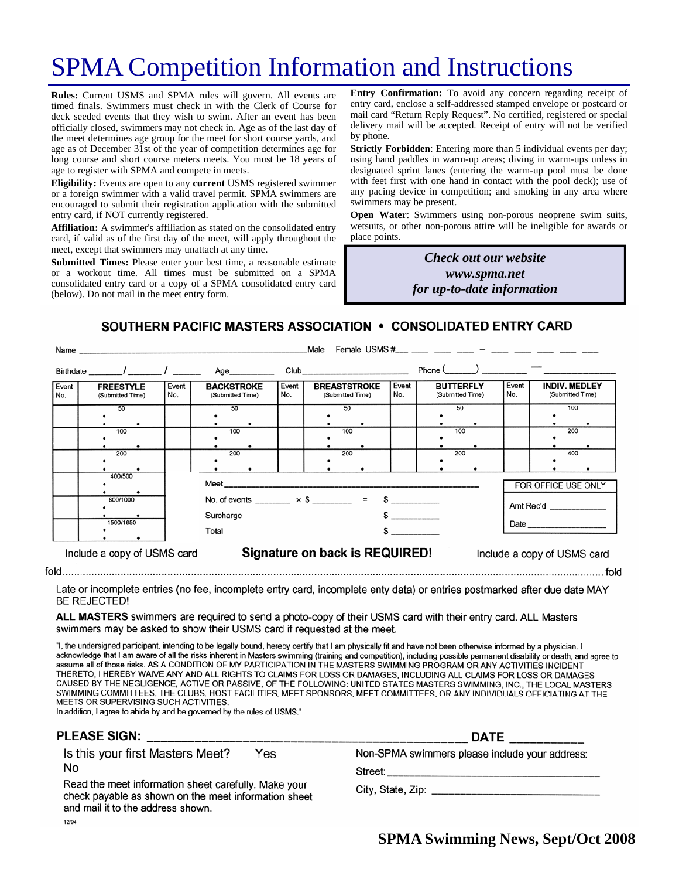# SPMA Competition Information and Instructions

**Rules:** Current USMS and SPMA rules will govern. All events are timed finals. Swimmers must check in with the Clerk of Course for deck seeded events that they wish to swim. After an event has been officially closed, swimmers may not check in. Age as of the last day of the meet determines age group for the meet for short course yards, and age as of December 31st of the year of competition determines age for long course and short course meters meets. You must be 18 years of age to register with SPMA and compete in meets.

**Eligibility:** Events are open to any **current** USMS registered swimmer or a foreign swimmer with a valid travel permit. SPMA swimmers are encouraged to submit their registration application with the submitted entry card, if NOT currently registered.

**Affiliation:** A swimmer's affiliation as stated on the consolidated entry card, if valid as of the first day of the meet, will apply throughout the meet, except that swimmers may unattach at any time.

**Submitted Times:** Please enter your best time, a reasonable estimate or a workout time. All times must be submitted on a SPMA consolidated entry card or a copy of a SPMA consolidated entry card (below). Do not mail in the meet entry form.

**Entry Confirmation:** To avoid any concern regarding receipt of entry card, enclose a self-addressed stamped envelope or postcard or mail card "Return Reply Request". No certified, registered or special delivery mail will be accepted. Receipt of entry will not be verified by phone.

**Strictly Forbidden**: Entering more than 5 individual events per day; using hand paddles in warm-up areas; diving in warm-ups unless in designated sprint lanes (entering the warm-up pool must be done with feet first with one hand in contact with the pool deck); use of any pacing device in competition; and smoking in any area where swimmers may be present.

**Open Water**: Swimmers using non-porous neoprene swim suits, wetsuits, or other non-porous attire will be ineligible for awards or place points.

***Check out our website***
***www.spma.net***
***for up-to-date information***

## SOUTHERN PACIFIC MASTERS ASSOCIATION • CONSOLIDATED ENTRY CARD

Name ______________________________ Male Female USMS #___ ___ ___ ___ – ___ ___ ___ ___ ___

Birthdate _____/_____/_____ Age________ Club____________________ Phone (_____) ________ — ____________

| Event No. | FREESTYLE (Submitted Time) | Event No. | BACKSTROKE (Submitted Time) | Event No. | BREASTSTROKE (Submitted Time) | Event No. | BUTTERFLY (Submitted Time) | Event No. | INDIV. MEDLEY (Submitted Time) |
|---|---|---|---|---|---|---|---|---|---|
| | 50 | | 50 | | 50 | | 50 | | 100 |
| | 100 | | 100 | | 100 | | 100 | | 200 |
| | 200 | | 200 | | 200 | | 200 | | 400 |
| | 400/500 | | | | | | | | |
| | 800/1000 | | | | | | | | |
| | 1500/1650 | | | | | | | | |

Meet ______________________________________________

No. of events _______ × $ ________ = $ _________

Surcharge $ _________

Total $ _________

FOR OFFICE USE ONLY

Amt Rec'd ___________

Date _______________

Include a copy of USMS card **Signature on back is REQUIRED!** Include a copy of USMS card

fold........................................................................................................................................fold

Late or incomplete entries (no fee, incomplete entry card, incomplete enty data) or entries postmarked after due date MAY BE REJECTED!

**ALL MASTERS** swimmers are required to send a photo-copy of their USMS card with their entry card. ALL Masters swimmers may be asked to show their USMS card if requested at the meet.

"I, the undersigned participant, intending to be legally bound, hereby certify that I am physically fit and have not been otherwise informed by a physician. I acknowledge that I am aware of all the risks inherent in Masters swimming (training and competition), including possible permanent disability or death, and agree to assume all of those risks. AS A CONDITION OF MY PARTICIPATION IN THE MASTERS SWIMMING PROGRAM OR ANY ACTIVITIES INCIDENT THERETO, I HEREBY WAIVE ANY AND ALL RIGHTS TO CLAIMS FOR LOSS OR DAMAGES, INCLUDING ALL CLAIMS FOR LOSS OR DAMAGES CAUSED BY THE NEGLIGENCE, ACTIVE OR PASSIVE, OF THE FOLLOWING: UNITED STATES MASTERS SWIMMING, INC., THE LOCAL MASTERS SWIMMING COMMITTEES, THE CLUBS, HOST FACILITIES, MEET SPONSORS, MEET COMMITTEES, OR ANY INDIVIDUALS OFFICIATING AT THE MEETS OR SUPERVISING SUCH ACTIVITIES.
In addition, I agree to abide by and be governed by the rules of USMS."

**PLEASE SIGN:** ______________________________________ **DATE** __________

Is this your first Masters Meet? Yes No

Read the meet information sheet carefully. Make your check payable as shown on the meet information sheet and mail it to the address shown.

Non-SPMA swimmers please include your address:

Street: ______________________________

City, State, Zip: ______________________

12/94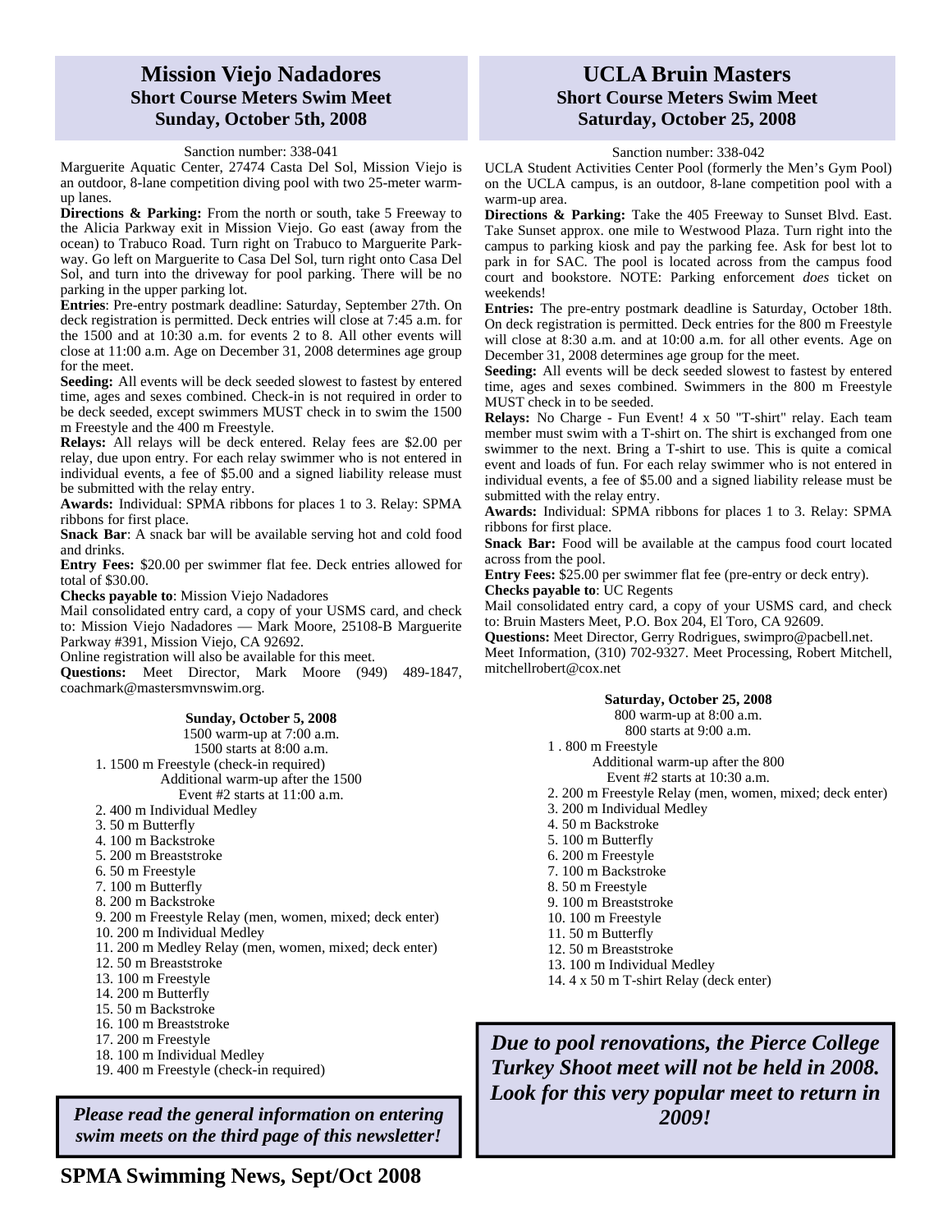## Mission Viejo Nadadores

### Short Course Meters Swim Meet

### Sunday, October 5th, 2008

Sanction number: 338-041

Marguerite Aquatic Center, 27474 Casta Del Sol, Mission Viejo is an outdoor, 8-lane competition diving pool with two 25-meter warm-up lanes.

**Directions & Parking:** From the north or south, take 5 Freeway to the Alicia Parkway exit in Mission Viejo. Go east (away from the ocean) to Trabuco Road. Turn right on Trabuco to Marguerite Parkway. Go left on Marguerite to Casa Del Sol, turn right onto Casa Del Sol, and turn into the driveway for pool parking. There will be no parking in the upper parking lot.

**Entries**: Pre-entry postmark deadline: Saturday, September 27th. On deck registration is permitted. Deck entries will close at 7:45 a.m. for the 1500 and at 10:30 a.m. for events 2 to 8. All other events will close at 11:00 a.m. Age on December 31, 2008 determines age group for the meet.

**Seeding:** All events will be deck seeded slowest to fastest by entered time, ages and sexes combined. Check-in is not required in order to be deck seeded, except swimmers MUST check in to swim the 1500 m Freestyle and the 400 m Freestyle.

**Relays:** All relays will be deck entered. Relay fees are $2.00 per relay, due upon entry. For each relay swimmer who is not entered in individual events, a fee of $5.00 and a signed liability release must be submitted with the relay entry.

**Awards:** Individual: SPMA ribbons for places 1 to 3. Relay: SPMA ribbons for first place.

**Snack Bar**: A snack bar will be available serving hot and cold food and drinks.

**Entry Fees:** $20.00 per swimmer flat fee. Deck entries allowed for total of $30.00.

**Checks payable to**: Mission Viejo Nadadores

Mail consolidated entry card, a copy of your USMS card, and check to: Mission Viejo Nadadores — Mark Moore, 25108-B Marguerite Parkway #391, Mission Viejo, CA 92692.

Online registration will also be available for this meet.

**Questions:** Meet Director, Mark Moore (949) 489-1847, coachmark@mastersmvnswim.org.

**Sunday, October 5, 2008**

1500 warm-up at 7:00 a.m.
1500 starts at 8:00 a.m.

1. 1500 m Freestyle (check-in required)
   Additional warm-up after the 1500
   Event #2 starts at 11:00 a.m.
2. 400 m Individual Medley
3. 50 m Butterfly
4. 100 m Backstroke
5. 200 m Breaststroke
6. 50 m Freestyle
7. 100 m Butterfly
8. 200 m Backstroke
9. 200 m Freestyle Relay (men, women, mixed; deck enter)
10. 200 m Individual Medley
11. 200 m Medley Relay (men, women, mixed; deck enter)
12. 50 m Breaststroke
13. 100 m Freestyle
14. 200 m Butterfly
15. 50 m Backstroke
16. 100 m Breaststroke
17. 200 m Freestyle
18. 100 m Individual Medley
19. 400 m Freestyle (check-in required)

***Please read the general information on entering swim meets on the third page of this newsletter!***

## UCLA Bruin Masters

### Short Course Meters Swim Meet

### Saturday, October 25, 2008

Sanction number: 338-042

UCLA Student Activities Center Pool (formerly the Men's Gym Pool) on the UCLA campus, is an outdoor, 8-lane competition pool with a warm-up area.

**Directions & Parking:** Take the 405 Freeway to Sunset Blvd. East. Take Sunset approx. one mile to Westwood Plaza. Turn right into the campus to parking kiosk and pay the parking fee. Ask for best lot to park in for SAC. The pool is located across from the campus food court and bookstore. NOTE: Parking enforcement *does* ticket on weekends!

**Entries:** The pre-entry postmark deadline is Saturday, October 18th. On deck registration is permitted. Deck entries for the 800 m Freestyle will close at 8:30 a.m. and at 10:00 a.m. for all other events. Age on December 31, 2008 determines age group for the meet.

**Seeding:** All events will be deck seeded slowest to fastest by entered time, ages and sexes combined. Swimmers in the 800 m Freestyle MUST check in to be seeded.

**Relays:** No Charge - Fun Event! 4 x 50 "T-shirt" relay. Each team member must swim with a T-shirt on. The shirt is exchanged from one swimmer to the next. Bring a T-shirt to use. This is quite a comical event and loads of fun. For each relay swimmer who is not entered in individual events, a fee of $5.00 and a signed liability release must be submitted with the relay entry.

**Awards:** Individual: SPMA ribbons for places 1 to 3. Relay: SPMA ribbons for first place.

**Snack Bar:** Food will be available at the campus food court located across from the pool.

**Entry Fees:** $25.00 per swimmer flat fee (pre-entry or deck entry).

**Checks payable to**: UC Regents

Mail consolidated entry card, a copy of your USMS card, and check to: Bruin Masters Meet, P.O. Box 204, El Toro, CA 92609.

**Questions:** Meet Director, Gerry Rodrigues, swimpro@pacbell.net. Meet Information, (310) 702-9327. Meet Processing, Robert Mitchell, mitchellrobert@cox.net

**Saturday, October 25, 2008**

800 warm-up at 8:00 a.m.
800 starts at 9:00 a.m.

1. 800 m Freestyle
   Additional warm-up after the 800
   Event #2 starts at 10:30 a.m.
2. 200 m Freestyle Relay (men, women, mixed; deck enter)
3. 200 m Individual Medley
4. 50 m Backstroke
5. 100 m Butterfly
6. 200 m Freestyle
7. 100 m Backstroke
8. 50 m Freestyle
9. 100 m Breaststroke
10. 100 m Freestyle
11. 50 m Butterfly
12. 50 m Breaststroke
13. 100 m Individual Medley
14. 4 x 50 m T-shirt Relay (deck enter)

***Due to pool renovations, the Pierce College Turkey Shoot meet will not be held in 2008. Look for this very popular meet to return in 2009!***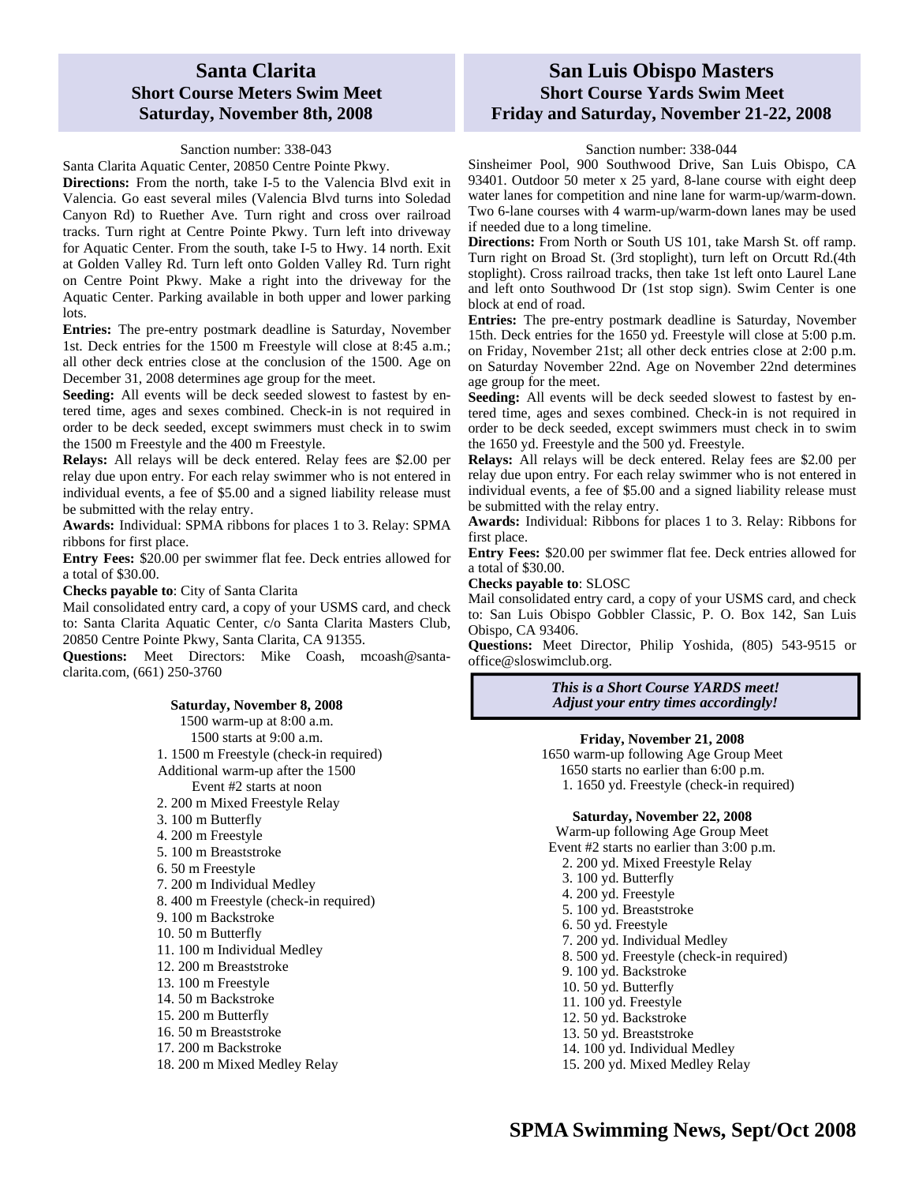## Santa Clarita
### Short Course Meters Swim Meet
### Saturday, November 8th, 2008

Sanction number: 338-043

Santa Clarita Aquatic Center, 20850 Centre Pointe Pkwy.

**Directions:** From the north, take I-5 to the Valencia Blvd exit in Valencia. Go east several miles (Valencia Blvd turns into Soledad Canyon Rd) to Ruether Ave. Turn right and cross over railroad tracks. Turn right at Centre Pointe Pkwy. Turn left into driveway for Aquatic Center. From the south, take I-5 to Hwy. 14 north. Exit at Golden Valley Rd. Turn left onto Golden Valley Rd. Turn right on Centre Point Pkwy. Make a right into the driveway for the Aquatic Center. Parking available in both upper and lower parking lots.

**Entries:** The pre-entry postmark deadline is Saturday, November 1st. Deck entries for the 1500 m Freestyle will close at 8:45 a.m.; all other deck entries close at the conclusion of the 1500. Age on December 31, 2008 determines age group for the meet.

**Seeding:** All events will be deck seeded slowest to fastest by entered time, ages and sexes combined. Check-in is not required in order to be deck seeded, except swimmers must check in to swim the 1500 m Freestyle and the 400 m Freestyle.

**Relays:** All relays will be deck entered. Relay fees are $2.00 per relay due upon entry. For each relay swimmer who is not entered in individual events, a fee of $5.00 and a signed liability release must be submitted with the relay entry.

**Awards:** Individual: SPMA ribbons for places 1 to 3. Relay: SPMA ribbons for first place.

**Entry Fees:** $20.00 per swimmer flat fee. Deck entries allowed for a total of $30.00.

**Checks payable to**: City of Santa Clarita

Mail consolidated entry card, a copy of your USMS card, and check to: Santa Clarita Aquatic Center, c/o Santa Clarita Masters Club, 20850 Centre Pointe Pkwy, Santa Clarita, CA 91355.

**Questions:** Meet Directors: Mike Coash, mcoash@santa-clarita.com, (661) 250-3760

**Saturday, November 8, 2008**

1500 warm-up at 8:00 a.m.
1500 starts at 9:00 a.m.

1. 1500 m Freestyle (check-in required)

Additional warm-up after the 1500
Event #2 starts at noon

2. 200 m Mixed Freestyle Relay
3. 100 m Butterfly
4. 200 m Freestyle
5. 100 m Breaststroke
6. 50 m Freestyle
7. 200 m Individual Medley
8. 400 m Freestyle (check-in required)
9. 100 m Backstroke
10. 50 m Butterfly
11. 100 m Individual Medley
12. 200 m Breaststroke
13. 100 m Freestyle
14. 50 m Backstroke
15. 200 m Butterfly
16. 50 m Breaststroke
17. 200 m Backstroke
18. 200 m Mixed Medley Relay

## San Luis Obispo Masters
### Short Course Yards Swim Meet
### Friday and Saturday, November 21-22, 2008

Sanction number: 338-044

Sinsheimer Pool, 900 Southwood Drive, San Luis Obispo, CA 93401. Outdoor 50 meter x 25 yard, 8-lane course with eight deep water lanes for competition and nine lane for warm-up/warm-down. Two 6-lane courses with 4 warm-up/warm-down lanes may be used if needed due to a long timeline.

**Directions:** From North or South US 101, take Marsh St. off ramp. Turn right on Broad St. (3rd stoplight), turn left on Orcutt Rd.(4th stoplight). Cross railroad tracks, then take 1st left onto Laurel Lane and left onto Southwood Dr (1st stop sign). Swim Center is one block at end of road.

**Entries:** The pre-entry postmark deadline is Saturday, November 15th. Deck entries for the 1650 yd. Freestyle will close at 5:00 p.m. on Friday, November 21st; all other deck entries close at 2:00 p.m. on Saturday November 22nd. Age on November 22nd determines age group for the meet.

**Seeding:** All events will be deck seeded slowest to fastest by entered time, ages and sexes combined. Check-in is not required in order to be deck seeded, except swimmers must check in to swim the 1650 yd. Freestyle and the 500 yd. Freestyle.

**Relays:** All relays will be deck entered. Relay fees are $2.00 per relay due upon entry. For each relay swimmer who is not entered in individual events, a fee of $5.00 and a signed liability release must be submitted with the relay entry.

**Awards:** Individual: Ribbons for places 1 to 3. Relay: Ribbons for first place.

**Entry Fees:** $20.00 per swimmer flat fee. Deck entries allowed for a total of $30.00.

**Checks payable to**: SLOSC

Mail consolidated entry card, a copy of your USMS card, and check to: San Luis Obispo Gobbler Classic, P. O. Box 142, San Luis Obispo, CA 93406.

**Questions:** Meet Director, Philip Yoshida, (805) 543-9515 or office@sloswimclub.org.

***This is a Short Course YARDS meet!***
***Adjust your entry times accordingly!***

**Friday, November 21, 2008**

1650 warm-up following Age Group Meet
1650 starts no earlier than 6:00 p.m.

1. 1650 yd. Freestyle (check-in required)

**Saturday, November 22, 2008**

Warm-up following Age Group Meet
Event #2 starts no earlier than 3:00 p.m.

2. 200 yd. Mixed Freestyle Relay
3. 100 yd. Butterfly
4. 200 yd. Freestyle
5. 100 yd. Breaststroke
6. 50 yd. Freestyle
7. 200 yd. Individual Medley
8. 500 yd. Freestyle (check-in required)
9. 100 yd. Backstroke
10. 50 yd. Butterfly
11. 100 yd. Freestyle
12. 50 yd. Backstroke
13. 50 yd. Breaststroke
14. 100 yd. Individual Medley
15. 200 yd. Mixed Medley Relay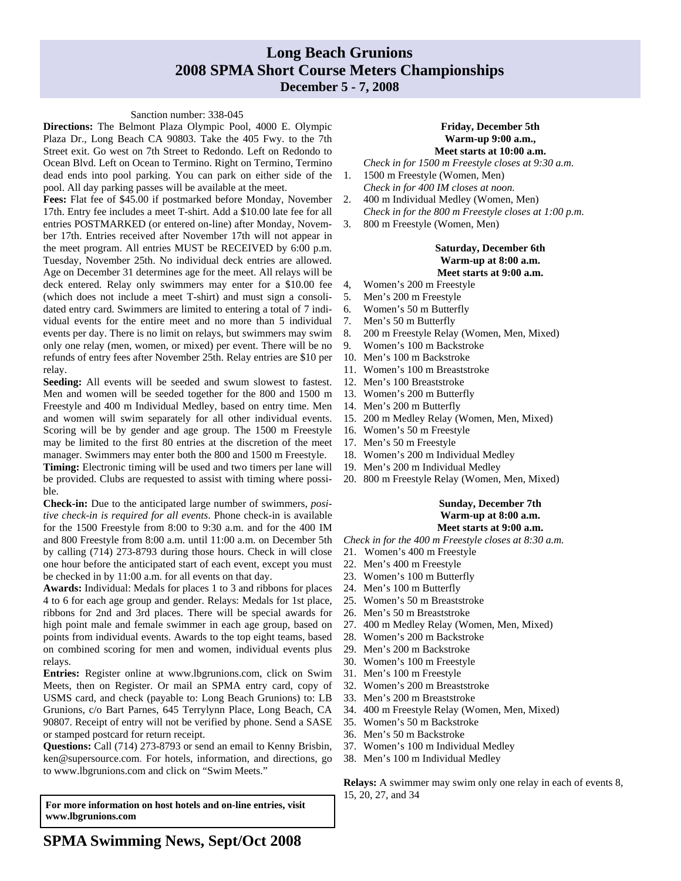# Long Beach Grunions
# 2008 SPMA Short Course Meters Championships
### December 5 - 7, 2008

Sanction number: 338-045

**Directions:** The Belmont Plaza Olympic Pool, 4000 E. Olympic Plaza Dr., Long Beach CA 90803. Take the 405 Fwy. to the 7th Street exit. Go west on 7th Street to Redondo. Left on Redondo to Ocean Blvd. Left on Ocean to Termino. Right on Termino, Termino dead ends into pool parking. You can park on either side of the pool. All day parking passes will be available at the meet.

**Fees:** Flat fee of $45.00 if postmarked before Monday, November 17th. Entry fee includes a meet T-shirt. Add a $10.00 late fee for all entries POSTMARKED (or entered on-line) after Monday, November 17th. Entries received after November 17th will not appear in the meet program. All entries MUST be RECEIVED by 6:00 p.m. Tuesday, November 25th. No individual deck entries are allowed. Age on December 31 determines age for the meet. All relays will be deck entered. Relay only swimmers may enter for a $10.00 fee (which does not include a meet T-shirt) and must sign a consolidated entry card. Swimmers are limited to entering a total of 7 individual events for the entire meet and no more than 5 individual events per day. There is no limit on relays, but swimmers may swim only one relay (men, women, or mixed) per event. There will be no refunds of entry fees after November 25th. Relay entries are $10 per relay.

**Seeding:** All events will be seeded and swum slowest to fastest. Men and women will be seeded together for the 800 and 1500 m Freestyle and 400 m Individual Medley, based on entry time. Men and women will swim separately for all other individual events. Scoring will be by gender and age group. The 1500 m Freestyle may be limited to the first 80 entries at the discretion of the meet manager. Swimmers may enter both the 800 and 1500 m Freestyle.

**Timing:** Electronic timing will be used and two timers per lane will be provided. Clubs are requested to assist with timing where possible.

**Check-in:** Due to the anticipated large number of swimmers, *positive check-in is required for all events*. Phone check-in is available for the 1500 Freestyle from 8:00 to 9:30 a.m. and for the 400 IM and 800 Freestyle from 8:00 a.m. until 11:00 a.m. on December 5th by calling (714) 273-8793 during those hours. Check in will close one hour before the anticipated start of each event, except you must be checked in by 11:00 a.m. for all events on that day.

**Awards:** Individual: Medals for places 1 to 3 and ribbons for places 4 to 6 for each age group and gender. Relays: Medals for 1st place, ribbons for 2nd and 3rd places. There will be special awards for high point male and female swimmer in each age group, based on points from individual events. Awards to the top eight teams, based on combined scoring for men and women, individual events plus relays.

**Entries:** Register online at www.lbgrunions.com, click on Swim Meets, then on Register. Or mail an SPMA entry card, copy of USMS card, and check (payable to: Long Beach Grunions) to: LB Grunions, c/o Bart Parnes, 645 Terrylynn Place, Long Beach, CA 90807. Receipt of entry will not be verified by phone. Send a SASE or stamped postcard for return receipt.

**Questions:** Call (714) 273-8793 or send an email to Kenny Brisbin, ken@supersource.com. For hotels, information, and directions, go to www.lbgrunions.com and click on "Swim Meets."

**For more information on host hotels and on-line entries, visit www.lbgrunions.com**

**Friday, December 5th**
**Warm-up 9:00 a.m.,**
**Meet starts at 10:00 a.m.**

*Check in for 1500 m Freestyle closes at 9:30 a.m.*

1. 1500 m Freestyle (Women, Men)
   *Check in for 400 IM closes at noon.*
2. 400 m Individual Medley (Women, Men)
   *Check in for the 800 m Freestyle closes at 1:00 p.m.*
3. 800 m Freestyle (Women, Men)

**Saturday, December 6th**
**Warm-up at 8:00 a.m.**
**Meet starts at 9:00 a.m.**

4. Women's 200 m Freestyle
5. Men's 200 m Freestyle
6. Women's 50 m Butterfly
7. Men's 50 m Butterfly
8. 200 m Freestyle Relay (Women, Men, Mixed)
9. Women's 100 m Backstroke
10. Men's 100 m Backstroke
11. Women's 100 m Breaststroke
12. Men's 100 Breaststroke
13. Women's 200 m Butterfly
14. Men's 200 m Butterfly
15. 200 m Medley Relay (Women, Men, Mixed)
16. Women's 50 m Freestyle
17. Men's 50 m Freestyle
18. Women's 200 m Individual Medley
19. Men's 200 m Individual Medley
20. 800 m Freestyle Relay (Women, Men, Mixed)

**Sunday, December 7th**
**Warm-up at 8:00 a.m.**
**Meet starts at 9:00 a.m.**

*Check in for the 400 m Freestyle closes at 8:30 a.m.*

21. Women's 400 m Freestyle
22. Men's 400 m Freestyle
23. Women's 100 m Butterfly
24. Men's 100 m Butterfly
25. Women's 50 m Breaststroke
26. Men's 50 m Breaststroke
27. 400 m Medley Relay (Women, Men, Mixed)
28. Women's 200 m Backstroke
29. Men's 200 m Backstroke
30. Women's 100 m Freestyle
31. Men's 100 m Freestyle
32. Women's 200 m Breaststroke
33. Men's 200 m Breaststroke
34. 400 m Freestyle Relay (Women, Men, Mixed)
35. Women's 50 m Backstroke
36. Men's 50 m Backstroke
37. Women's 100 m Individual Medley
38. Men's 100 m Individual Medley

**Relays:** A swimmer may swim only one relay in each of events 8, 15, 20, 27, and 34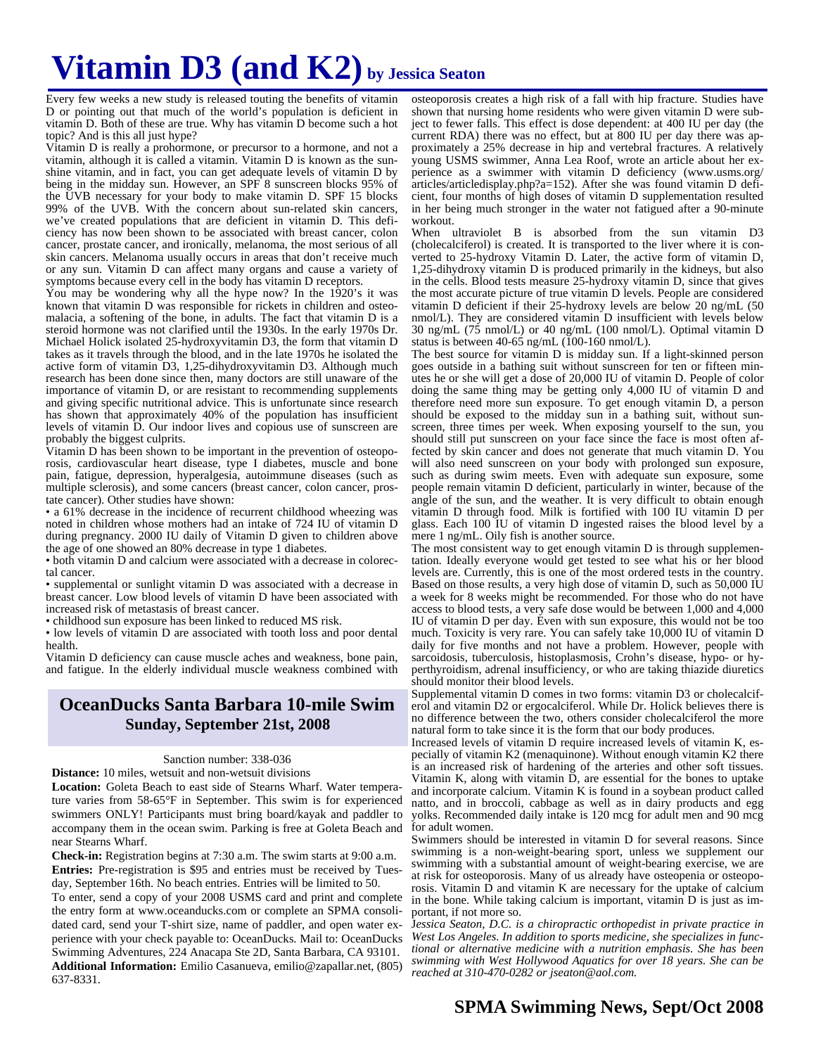# Vitamin D3 (and K2) by Jessica Seaton

Every few weeks a new study is released touting the benefits of vitamin D or pointing out that much of the world's population is deficient in vitamin D. Both of these are true. Why has vitamin D become such a hot topic? And is this all just hype?

Vitamin D is really a prohormone, or precursor to a hormone, and not a vitamin, although it is called a vitamin. Vitamin D is known as the sunshine vitamin, and in fact, you can get adequate levels of vitamin D by being in the midday sun. However, an SPF 8 sunscreen blocks 95% of the UVB necessary for your body to make vitamin D. SPF 15 blocks 99% of the UVB. With the concern about sun-related skin cancers, we've created populations that are deficient in vitamin D. This deficiency has now been shown to be associated with breast cancer, colon cancer, prostate cancer, and ironically, melanoma, the most serious of all skin cancers. Melanoma usually occurs in areas that don't receive much or any sun. Vitamin D can affect many organs and cause a variety of symptoms because every cell in the body has vitamin D receptors.

You may be wondering why all the hype now? In the 1920's it was known that vitamin D was responsible for rickets in children and osteomalacia, a softening of the bone, in adults. The fact that vitamin D is a steroid hormone was not clarified until the 1930s. In the early 1970s Dr. Michael Holick isolated 25-hydroxyvitamin D3, the form that vitamin D takes as it travels through the blood, and in the late 1970s he isolated the active form of vitamin D3, 1,25-dihydroxyvitamin D3. Although much research has been done since then, many doctors are still unaware of the importance of vitamin D, or are resistant to recommending supplements and giving specific nutritional advice. This is unfortunate since research has shown that approximately 40% of the population has insufficient levels of vitamin D. Our indoor lives and copious use of sunscreen are probably the biggest culprits.

Vitamin D has been shown to be important in the prevention of osteoporosis, cardiovascular heart disease, type I diabetes, muscle and bone pain, fatigue, depression, hyperalgesia, autoimmune diseases (such as multiple sclerosis), and some cancers (breast cancer, colon cancer, prostate cancer). Other studies have shown:

- a 61% decrease in the incidence of recurrent childhood wheezing was noted in children whose mothers had an intake of 724 IU of vitamin D during pregnancy. 2000 IU daily of Vitamin D given to children above the age of one showed an 80% decrease in type 1 diabetes.
- both vitamin D and calcium were associated with a decrease in colorectal cancer.
- supplemental or sunlight vitamin D was associated with a decrease in breast cancer. Low blood levels of vitamin D have been associated with increased risk of metastasis of breast cancer.
- childhood sun exposure has been linked to reduced MS risk.
- low levels of vitamin D are associated with tooth loss and poor dental health.

Vitamin D deficiency can cause muscle aches and weakness, bone pain, and fatigue. In the elderly individual muscle weakness combined with osteoporosis creates a high risk of a fall with hip fracture. Studies have shown that nursing home residents who were given vitamin D were subject to fewer falls. This effect is dose dependent: at 400 IU per day (the current RDA) there was no effect, but at 800 IU per day there was approximately a 25% decrease in hip and vertebral fractures. A relatively young USMS swimmer, Anna Lea Roof, wrote an article about her experience as a swimmer with vitamin D deficiency (www.usms.org/articles/articledisplay.php?a=152). After she was found vitamin D deficient, four months of high doses of vitamin D supplementation resulted in her being much stronger in the water not fatigued after a 90-minute workout.

When ultraviolet B is absorbed from the sun vitamin D3 (cholecalciferol) is created. It is transported to the liver where it is converted to 25-hydroxy Vitamin D. Later, the active form of vitamin D, 1,25-dihydroxy vitamin D is produced primarily in the kidneys, but also in the cells. Blood tests measure 25-hydroxy vitamin D, since that gives the most accurate picture of true vitamin D levels. People are considered vitamin D deficient if their 25-hydroxy levels are below 20 ng/mL (50 nmol/L). They are considered vitamin D insufficient with levels below 30 ng/mL (75 nmol/L) or 40 ng/mL (100 nmol/L). Optimal vitamin D status is between 40-65 ng/mL (100-160 nmol/L).

The best source for vitamin D is midday sun. If a light-skinned person goes outside in a bathing suit without sunscreen for ten or fifteen minutes he or she will get a dose of 20,000 IU of vitamin D. People of color doing the same thing may be getting only 4,000 IU of vitamin D and therefore need more sun exposure. To get enough vitamin D, a person should be exposed to the midday sun in a bathing suit, without sunscreen, three times per week. When exposing yourself to the sun, you should still put sunscreen on your face since the face is most often affected by skin cancer and does not generate that much vitamin D. You will also need sunscreen on your body with prolonged sun exposure, such as during swim meets. Even with adequate sun exposure, some people remain vitamin D deficient, particularly in winter, because of the angle of the sun, and the weather. It is very difficult to obtain enough vitamin D through food. Milk is fortified with 100 IU vitamin D per glass. Each 100 IU of vitamin D ingested raises the blood level by a mere 1 ng/mL. Oily fish is another source.

The most consistent way to get enough vitamin D is through supplementation. Ideally everyone would get tested to see what his or her blood levels are. Currently, this is one of the most ordered tests in the country. Based on those results, a very high dose of vitamin D, such as 50,000 IU a week for 8 weeks might be recommended. For those who do not have access to blood tests, a very safe dose would be between 1,000 and 4,000 IU of vitamin D per day. Even with sun exposure, this would not be too much. Toxicity is very rare. You can safely take 10,000 IU of vitamin D daily for five months and not have a problem. However, people with sarcoidosis, tuberculosis, histoplasmosis, Crohn's disease, hypo- or hyperthyroidism, adrenal insufficiency, or who are taking thiazide diuretics should monitor their blood levels.

Supplemental vitamin D comes in two forms: vitamin D3 or cholecalciferol and vitamin D2 or ergocalciferol. While Dr. Holick believes there is no difference between the two, others consider cholecalciferol the more natural form to take since it is the form that our body produces.

Increased levels of vitamin D require increased levels of vitamin K, especially of vitamin K2 (menaquinone). Without enough vitamin K2 there is an increased risk of hardening of the arteries and other soft tissues. Vitamin K, along with vitamin D, are essential for the bones to uptake and incorporate calcium. Vitamin K is found in a soybean product called natto, and in broccoli, cabbage as well as in dairy products and egg yolks. Recommended daily intake is 120 mcg for adult men and 90 mcg for adult women.

Swimmers should be interested in vitamin D for several reasons. Since swimming is a non-weight-bearing sport, unless we supplement our swimming with a substantial amount of weight-bearing exercise, we are at risk for osteoporosis. Many of us already have osteopenia or osteoporosis. Vitamin D and vitamin K are necessary for the uptake of calcium in the bone. While taking calcium is important, vitamin D is just as important, if not more so.

*Jessica Seaton, D.C. is a chiropractic orthopedist in private practice in West Los Angeles. In addition to sports medicine, she specializes in functional or alternative medicine with a nutrition emphasis. She has been swimming with West Hollywood Aquatics for over 18 years. She can be reached at 310-470-0282 or jseaton@aol.com.*

## OceanDucks Santa Barbara 10-mile Swim
### Sunday, September 21st, 2008

Sanction number: 338-036

**Distance:** 10 miles, wetsuit and non-wetsuit divisions

**Location:** Goleta Beach to east side of Stearns Wharf. Water temperature varies from 58-65°F in September. This swim is for experienced swimmers ONLY! Participants must bring board/kayak and paddler to accompany them in the ocean swim. Parking is free at Goleta Beach and near Stearns Wharf.

**Check-in:** Registration begins at 7:30 a.m. The swim starts at 9:00 a.m.

**Entries:** Pre-registration is $95 and entries must be received by Tuesday, September 16th. No beach entries. Entries will be limited to 50.

To enter, send a copy of your 2008 USMS card and print and complete the entry form at www.oceanducks.com or complete an SPMA consolidated card, send your T-shirt size, name of paddler, and open water experience with your check payable to: OceanDucks. Mail to: OceanDucks Swimming Adventures, 224 Anacapa Ste 2D, Santa Barbara, CA 93101.

**Additional Information:** Emilio Casanueva, emilio@zapallar.net, (805) 637-8331.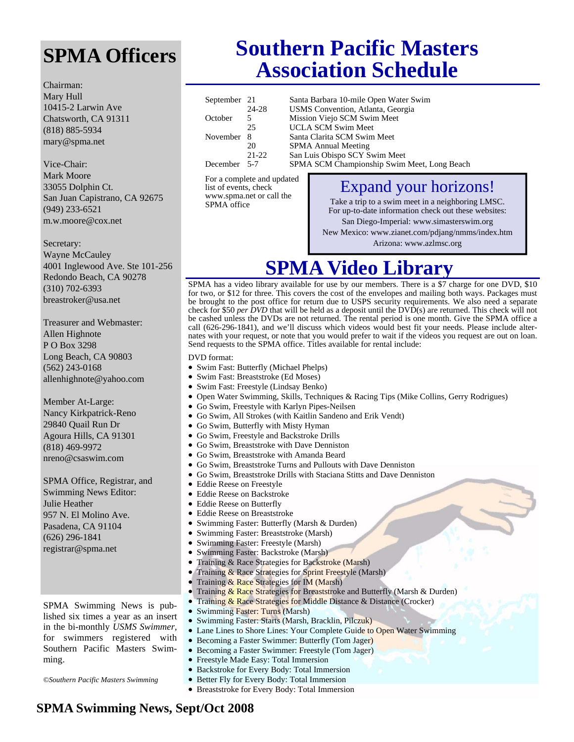# SPMA Officers

Chairman:
Mary Hull
10415-2 Larwin Ave
Chatsworth, CA 91311
(818) 885-5934
mary@spma.net

Vice-Chair:
Mark Moore
33055 Dolphin Ct.
San Juan Capistrano, CA 92675
(949) 233-6521
m.w.moore@cox.net

Secretary:
Wayne McCauley
4001 Inglewood Ave. Ste 101-256
Redondo Beach, CA 90278
(310) 702-6393
breastroker@usa.net

Treasurer and Webmaster:
Allen Highnote
P O Box 3298
Long Beach, CA 90803
(562) 243-0168
allenhighnote@yahoo.com

Member At-Large:
Nancy Kirkpatrick-Reno
29840 Quail Run Dr
Agoura Hills, CA 91301
(818) 469-9972
nreno@csaswim.com

SPMA Office, Registrar, and Swimming News Editor:
Julie Heather
957 N. El Molino Ave.
Pasadena, CA 91104
(626) 296-1841
registrar@spma.net

SPMA Swimming News is published six times a year as an insert in the bi-monthly *USMS Swimmer*, for swimmers registered with Southern Pacific Masters Swimming.

*©Southern Pacific Masters Swimming*

# Southern Pacific Masters Association Schedule

| | | |
|---|---|---|
| September | 21 | Santa Barbara 10-mile Open Water Swim |
| | 24-28 | USMS Convention, Atlanta, Georgia |
| October | 5 | Mission Viejo SCM Swim Meet |
| | 25 | UCLA SCM Swim Meet |
| November | 8 | Santa Clarita SCM Swim Meet |
| | 20 | SPMA Annual Meeting |
| | 21-22 | San Luis Obispo SCY Swim Meet |
| December | 5-7 | SPMA SCM Championship Swim Meet, Long Beach |

For a complete and updated list of events, check www.spma.net or call the SPMA office

## Expand your horizons!

Take a trip to a swim meet in a neighboring LMSC.
For up-to-date information check out these websites:
San Diego-Imperial: www.simasterswim.org
New Mexico: www.zianet.com/pdjang/nmms/index.htm
Arizona: www.azlmsc.org

# SPMA Video Library

SPMA has a video library available for use by our members. There is a $7 charge for one DVD, $10 for two, or $12 for three. This covers the cost of the envelopes and mailing both ways. Packages must be brought to the post office for return due to USPS security requirements. We also need a separate check for $50 *per DVD* that will be held as a deposit until the DVD(s) are returned. This check will not be cashed unless the DVDs are not returned. The rental period is one month. Give the SPMA office a call (626-296-1841), and we'll discuss which videos would best fit your needs. Please include alternates with your request, or note that you would prefer to wait if the videos you request are out on loan. Send requests to the SPMA office. Titles available for rental include:

DVD format:

- Swim Fast: Butterfly (Michael Phelps)
- Swim Fast: Breaststroke (Ed Moses)
- Swim Fast: Freestyle (Lindsay Benko)
- Open Water Swimming, Skills, Techniques & Racing Tips (Mike Collins, Gerry Rodrigues)
- Go Swim, Freestyle with Karlyn Pipes-Neilsen
- Go Swim, All Strokes (with Kaitlin Sandeno and Erik Vendt)
- Go Swim, Butterfly with Misty Hyman
- Go Swim, Freestyle and Backstroke Drills
- Go Swim, Breaststroke with Dave Denniston
- Go Swim, Breaststroke with Amanda Beard
- Go Swim, Breaststroke Turns and Pullouts with Dave Denniston
- Go Swim, Breaststroke Drills with Staciana Stitts and Dave Denniston
- Eddie Reese on Freestyle
- Eddie Reese on Backstroke
- Eddie Reese on Butterfly
- Eddie Reese on Breaststroke
- Swimming Faster: Butterfly (Marsh & Durden)
- Swimming Faster: Breaststroke (Marsh)
- Swimming Faster: Freestyle (Marsh)
- Swimming Faster: Backstroke (Marsh)
- Training & Race Strategies for Backstroke (Marsh)
- Training & Race Strategies for Sprint Freestyle (Marsh)
- Training & Race Strategies for IM (Marsh)
- Training & Race Strategies for Breaststroke and Butterfly (Marsh & Durden)
- Training & Race Strategies for Middle Distance & Distance (Crocker)
- Swimming Faster: Turns (Marsh)
- Swimming Faster: Starts (Marsh, Bracklin, Pilczuk)
- Lane Lines to Shore Lines: Your Complete Guide to Open Water Swimming
- Becoming a Faster Swimmer: Butterfly (Tom Jager)
- Becoming a Faster Swimmer: Freestyle (Tom Jager)
- Freestyle Made Easy: Total Immersion
- Backstroke for Every Body: Total Immersion
- Better Fly for Every Body: Total Immersion
- Breaststroke for Every Body: Total Immersion